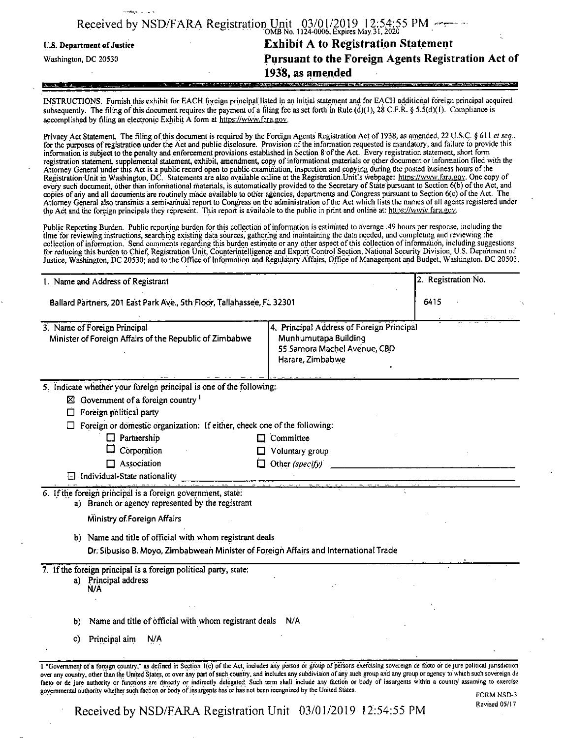U.S. Department of Justice

Washington, DC 20530

OMB No. 1124-0006; Expires May 31, 2020

# Exhibit A to Registration Statement Pursuant to the Foreign Agents Registration Act of 1938, as amended

INSTRUCTIONS. Furnish this exhibit for EACH foreign principal listed in an initial statement and for EACH additional foreign principal acquired subsequently. The filing of this document requires the payment of a filing fee as set forth in Rule (d)(1), 28 C.F.R. § 5.5(d)(1). Compliance is accomplished by filing an electronic Exhibit A form at https://www.fara.gov.

Privacy Act Statement. The filing of this document is required by the Foreign Agents Registration Act of 1938, as amended, 22 U.S.C. § 611 *et seq.*, for the purposes of registration under the Act and public disclosure. Provision of the information requested is mandatory, and failure to provide this information is subject to the penalty and enforcement provisions established in Section 8 of the Act. Every registration statement, short form registration statement, supplemental statement, exhibit, amendment, copy of informational materials or other document or information filed with the Attorney General under this Act is a public record open to public examination, inspection and copying during the posted business hours of the Registration Unit in Washington, DC. Statements are also available online at the Registration Unit's webpage: https://www.fara.gov. One copy of every such document, other than informational materials, is automatically provided to the Secretary of State pursuant to Section 6(b) of the Act, and copies of any and all documents are routinely made available to other agencies, departments and Congress pursuant to Section 6(c) of the Act. The Attorney General also transmits a semi-annual report to Congress on the administration of the Act which lists the names of all agents registered under the Act and the foreign principals they represent. This report is available to the public in print and online at: https://www.fara.gov.

Public Reporting Burden. Public reporting burden for this collection of information is estimated to average .49 hours per response, including the time for reviewing instructions, searching existing data sources, gathering and maintaining the data needed, and completing and reviewing the collection of information. Send comments regarding this burden estimate or any other aspect of this collection of information, including suggestions for reducing this burden to Chief, Registration Unit, Counterintelligence and Export Control Section, National Security Division, U.S. Department of Justice, Washington, DC 20530; and to the Office of Information and Regulatory Affairs, Office of Management and Budget, Washington, DC 20503.

| 1. Name and Address of Registrant | 2. Registration No. |
|---|---|
| Ballard Partners, 201 East Park Ave., 5th Floor, Tallahassee, FL 32301 | 6415 |

| 3. Name of Foreign Principal | 4. Principal Address of Foreign Principal |
|---|---|
| Minister of Foreign Affairs of the Republic of Zimbabwe | Munhumutapa Building<br>55 Samora Machel Avenue, CBD<br>Harare, Zimbabwe |

5. Indicate whether your foreign principal is one of the following:

- ☒ Government of a foreign country [1]
- ☐ Foreign political party
- ☐ Foreign or domestic organization: If either, check one of the following:
  - ☐ Partnership
  - ☐ Committee
  - ☐ Corporation
  - ☐ Voluntary group
  - ☐ Association
  - ☐ Other *(specify)* ____________
- ☐ Individual-State nationality ____________

6. If the foreign principal is a foreign government, state:

a) Branch or agency represented by the registrant

Ministry of Foreign Affairs

b) Name and title of official with whom registrant deals

Dr. Sibusiso B. Moyo, Zimbabwean Minister of Foreign Affairs and International Trade

7. If the foreign principal is a foreign political party, state:

a) Principal address
N/A

b) Name and title of official with whom registrant deals N/A

c) Principal aim N/A

[1] "Government of a foreign country," as defined in Section 1(e) of the Act, includes any person or group of persons exercising sovereign de facto or de jure political jurisdiction over any country, other than the United States, or over any part of such country, and includes any subdivision of any such group and any group or agency to which such sovereign de facto or de jure authority or functions are directly or indirectly delegated. Such term shall include any faction or body of insurgents within a country assuming to exercise governmental authority whether such faction or body of insurgents has or has not been recognized by the United States.

FORM NSD-3
Revised 05/17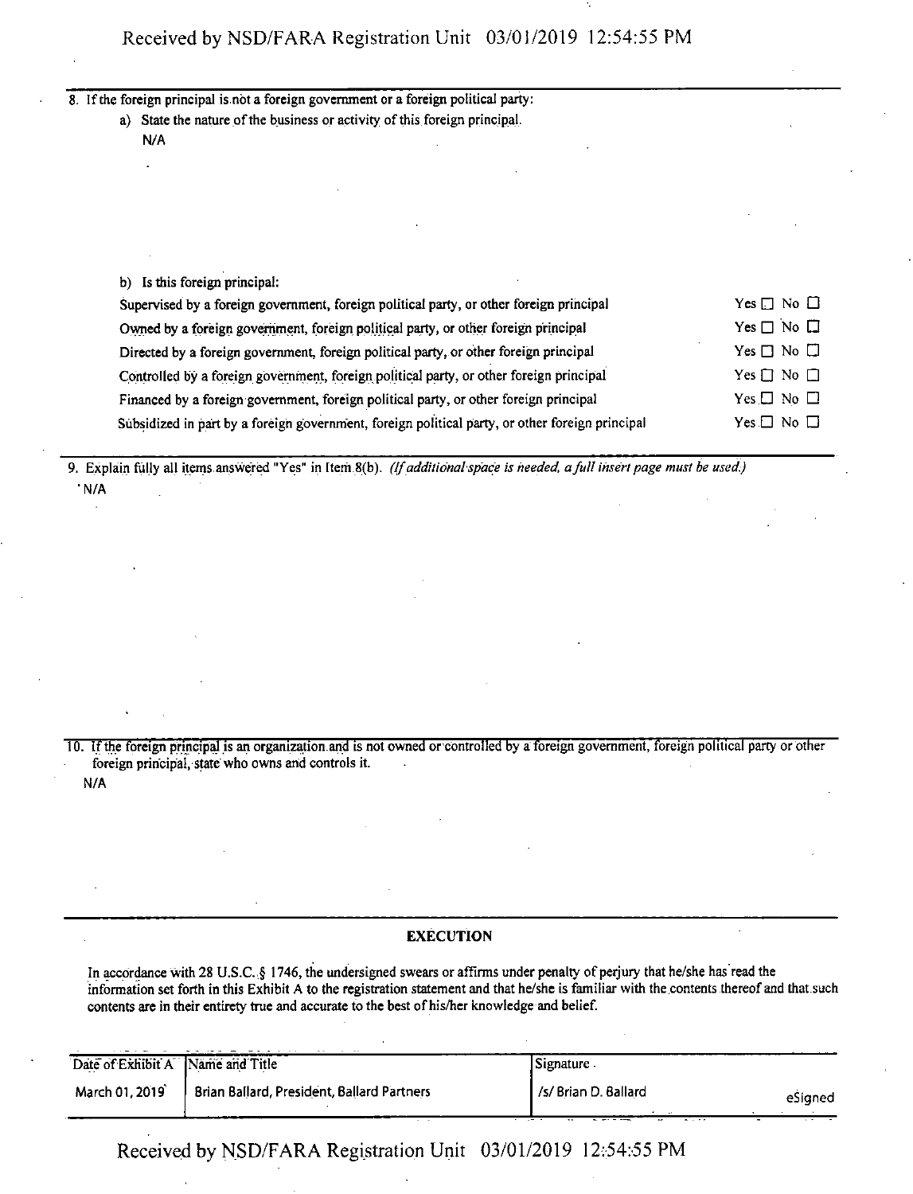8. If the foreign principal is not a foreign government or a foreign political party:

   a) State the nature of the business or activity of this foreign principal.

      N/A

   b) Is this foreign principal:

| | |
|---|---|
| Supervised by a foreign government, foreign political party, or other foreign principal | Yes ☐ No ☐ |
| Owned by a foreign government, foreign political party, or other foreign principal | Yes ☐ No ☐ |
| Directed by a foreign government, foreign political party, or other foreign principal | Yes ☐ No ☐ |
| Controlled by a foreign government, foreign political party, or other foreign principal | Yes ☐ No ☐ |
| Financed by a foreign government, foreign political party, or other foreign principal | Yes ☐ No ☐ |
| Subsidized in part by a foreign government, foreign political party, or other foreign principal | Yes ☐ No ☐ |

9. Explain fully all items answered "Yes" in Item 8(b). *(If additional space is needed, a full insert page must be used.)*

   N/A

10. If the foreign principal is an organization and is not owned or controlled by a foreign government, foreign political party or other foreign principal, state who owns and controls it.

    N/A

## EXECUTION

In accordance with 28 U.S.C. § 1746, the undersigned swears or affirms under penalty of perjury that he/she has read the information set forth in this Exhibit A to the registration statement and that he/she is familiar with the contents thereof and that such contents are in their entirety true and accurate to the best of his/her knowledge and belief.

| Date of Exhibit A | Name and Title | Signature |
|---|---|---|
| March 01, 2019 | Brian Ballard, President, Ballard Partners | /s/ Brian D. Ballard eSigned |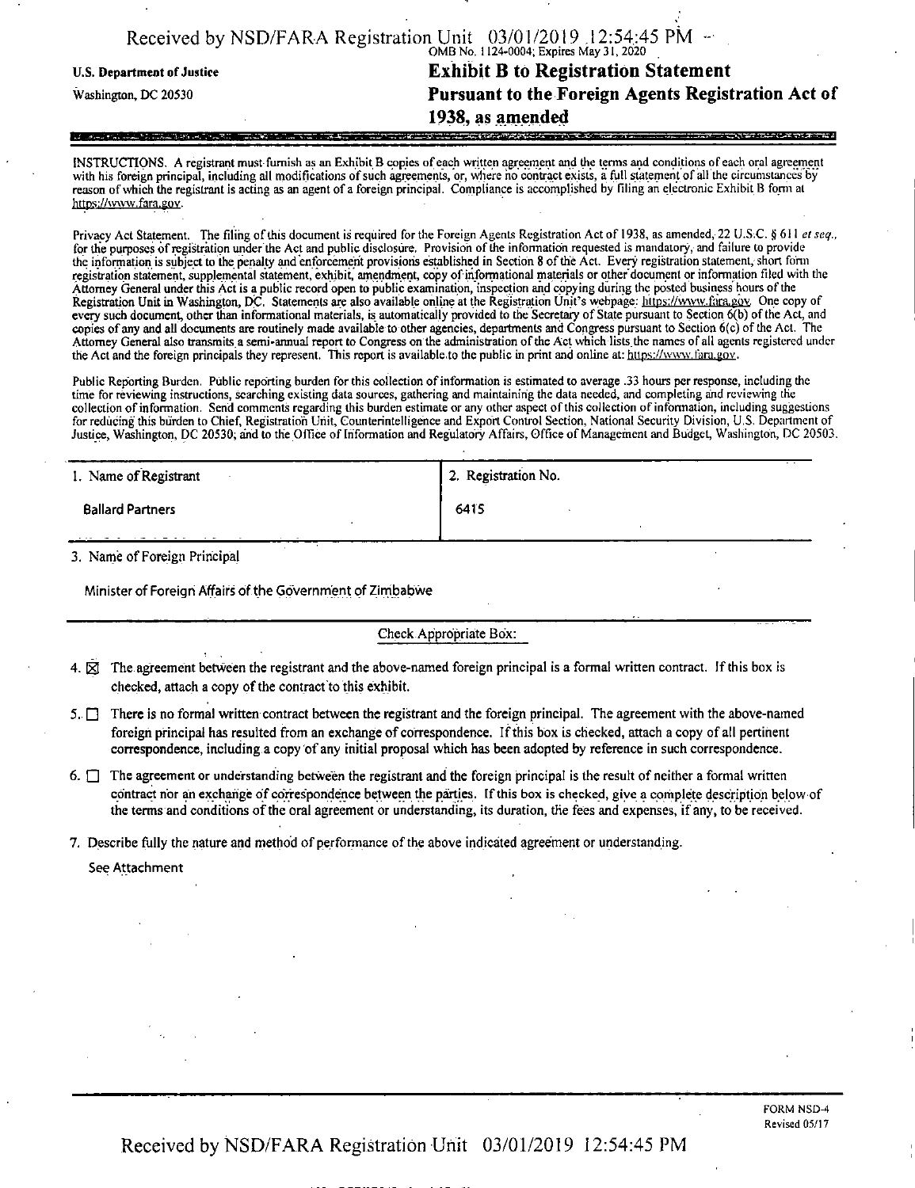U.S. Department of Justice

Washington, DC 20530

# Exhibit B to Registration Statement
## Pursuant to the Foreign Agents Registration Act of 1938, as amended

INSTRUCTIONS. A registrant must furnish as an Exhibit B copies of each written agreement and the terms and conditions of each oral agreement with his foreign principal, including all modifications of such agreements, or, where no contract exists, a full statement of all the circumstances by reason of which the registrant is acting as an agent of a foreign principal. Compliance is accomplished by filing an electronic Exhibit B form at https://www.fara.gov.

Privacy Act Statement. The filing of this document is required for the Foreign Agents Registration Act of 1938, as amended, 22 U.S.C. § 611 *et seq.*, for the purposes of registration under the Act and public disclosure. Provision of the information requested is mandatory, and failure to provide the information is subject to the penalty and enforcement provisions established in Section 8 of the Act. Every registration statement, short form registration statement, supplemental statement, exhibit, amendment, copy of informational materials or other document or information filed with the Attorney General under this Act is a public record open to public examination, inspection and copying during the posted business hours of the Registration Unit in Washington, DC. Statements are also available online at the Registration Unit's webpage: https://www.fara.gov. One copy of every such document, other than informational materials, is automatically provided to the Secretary of State pursuant to Section 6(b) of the Act, and copies of any and all documents are routinely made available to other agencies, departments and Congress pursuant to Section 6(c) of the Act. The Attorney General also transmits a semi-annual report to Congress on the administration of the Act which lists the names of all agents registered under the Act and the foreign principals they represent. This report is available to the public in print and online at: https://www.fara.gov.

Public Reporting Burden. Public reporting burden for this collection of information is estimated to average .33 hours per response, including the time for reviewing instructions, searching existing data sources, gathering and maintaining the data needed, and completing and reviewing the collection of information. Send comments regarding this burden estimate or any other aspect of this collection of information, including suggestions for reducing this burden to Chief, Registration Unit, Counterintelligence and Export Control Section, National Security Division, U.S. Department of Justice, Washington, DC 20530; and to the Office of Information and Regulatory Affairs, Office of Management and Budget, Washington, DC 20503.

| 1. Name of Registrant | 2. Registration No. |
|---|---|
| Ballard Partners | 6415 |

3. Name of Foreign Principal

Minister of Foreign Affairs of the Government of Zimbabwe

Check Appropriate Box:

4. ☒ The agreement between the registrant and the above-named foreign principal is a formal written contract. If this box is checked, attach a copy of the contract to this exhibit.

5. ☐ There is no formal written contract between the registrant and the foreign principal. The agreement with the above-named foreign principal has resulted from an exchange of correspondence. If this box is checked, attach a copy of all pertinent correspondence, including a copy of any initial proposal which has been adopted by reference in such correspondence.

6. ☐ The agreement or understanding between the registrant and the foreign principal is the result of neither a formal written contract nor an exchange of correspondence between the parties. If this box is checked, give a complete description below of the terms and conditions of the oral agreement or understanding, its duration, the fees and expenses, if any, to be received.

7. Describe fully the nature and method of performance of the above indicated agreement or understanding.

See Attachment

FORM NSD-4
Revised 05/17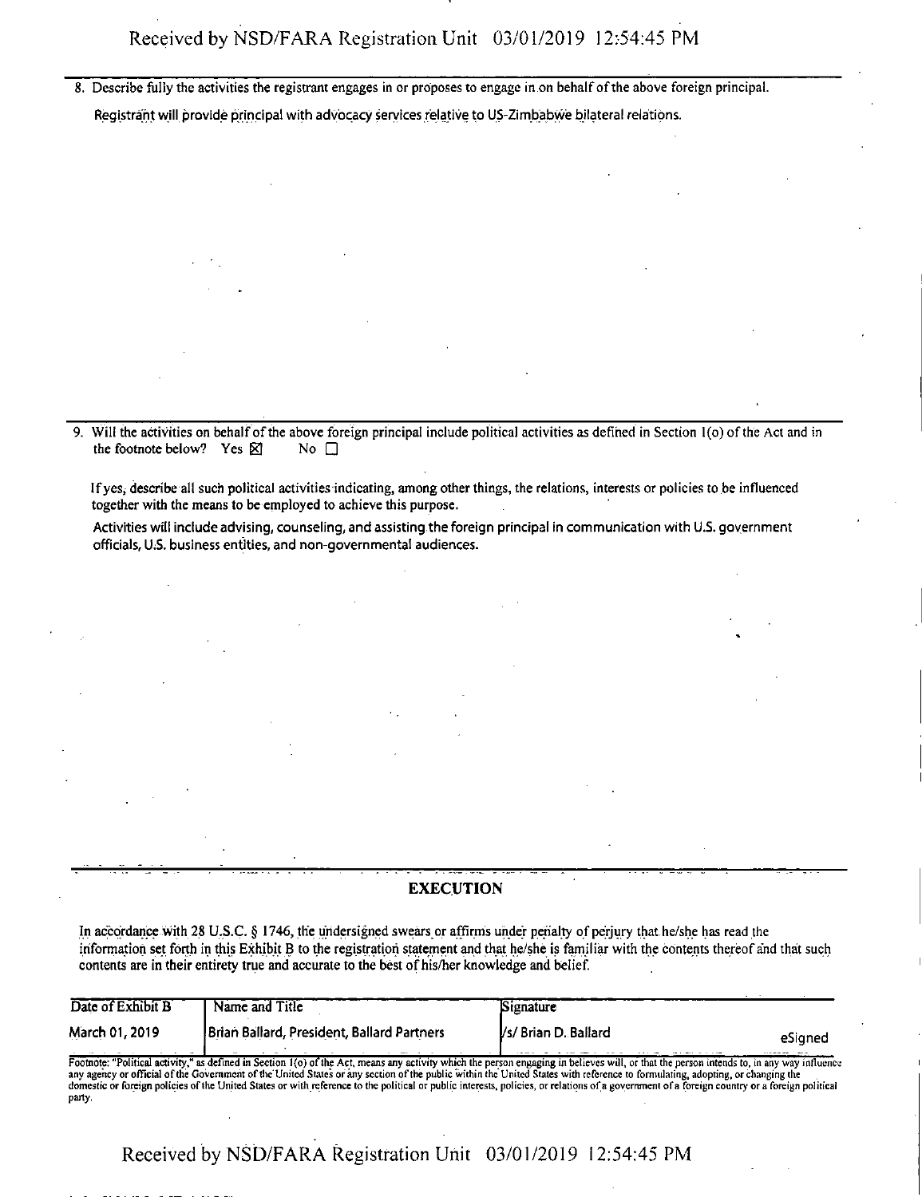8. Describe fully the activities the registrant engages in or proposes to engage in on behalf of the above foreign principal.

   Registrant will provide principal with advocacy services relative to US-Zimbabwe bilateral relations.

9. Will the activities on behalf of the above foreign principal include political activities as defined in Section 1(o) of the Act and in the footnote below? Yes ☒ No ☐

   If yes, describe all such political activities indicating, among other things, the relations, interests or policies to be influenced together with the means to be employed to achieve this purpose.

   Activities will include advising, counseling, and assisting the foreign principal in communication with U.S. government officials, U.S. business entities, and non-governmental audiences.

## EXECUTION

In accordance with 28 U.S.C. § 1746, the undersigned swears or affirms under penalty of perjury that he/she has read the information set forth in this Exhibit B to the registration statement and that he/she is familiar with the contents thereof and that such contents are in their entirety true and accurate to the best of his/her knowledge and belief.

| Date of Exhibit B | Name and Title | Signature |
| --- | --- | --- |
| March 01, 2019 | Brian Ballard, President, Ballard Partners | /s/ Brian D. Ballard eSigned |

Footnote: "Political activity," as defined in Section 1(o) of the Act, means any activity which the person engaging in believes will, or that the person intends to, in any way influence any agency or official of the Government of the United States or any section of the public within the United States with reference to formulating, adopting, or changing the domestic or foreign policies of the United States or with reference to the political or public interests, policies, or relations of a government of a foreign country or a foreign political party.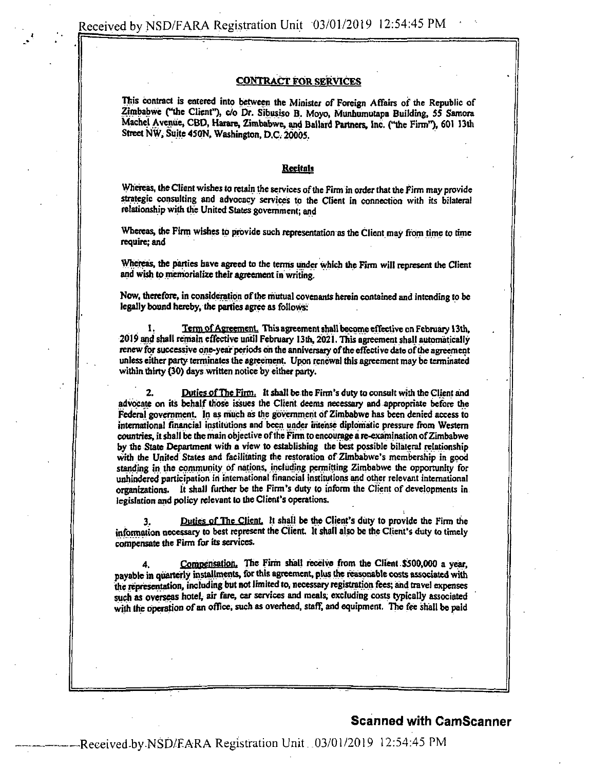## CONTRACT FOR SERVICES

This contract is entered into between the Minister of Foreign Affairs of the Republic of Zimbabwe ("the Client"), c/o Dr. Sibusiso B. Moyo, Munhumutapa Building, 55 Samora Machel Avenue, CBD, Harare, Zimbabwe, and Ballard Partners, Inc. ("the Firm"), 601 13th Street NW, Suite 450N, Washington, D.C. 20005.

### Recitals

Whereas, the Client wishes to retain the services of the Firm in order that the Firm may provide strategic consulting and advocacy services to the Client in connection with its bilateral relationship with the United States government; and

Whereas, the Firm wishes to provide such representation as the Client may from time to time require; and

Whereas, the parties have agreed to the terms under which the Firm will represent the Client and wish to memorialize their agreement in writing.

Now, therefore, in consideration of the mutual covenants herein contained and intending to be legally bound hereby, the parties agree as follows:

1. Term of Agreement. This agreement shall become effective on February 13th, 2019 and shall remain effective until February 13th, 2021. This agreement shall automatically renew for successive one-year periods on the anniversary of the effective date of the agreement unless either party terminates the agreement. Upon renewal this agreement may be terminated within thirty (30) days written notice by either party.

2. Duties of The Firm. It shall be the Firm's duty to consult with the Client and advocate on its behalf those issues the Client deems necessary and appropriate before the Federal government. In as much as the government of Zimbabwe has been denied access to international financial institutions and been under intense diplomatic pressure from Western countries, it shall be the main objective of the Firm to encourage a re-examination of Zimbabwe by the State Department with a view to establishing the best possible bilateral relationship with the United States and facilitating the restoration of Zimbabwe's membership in good standing in the community of nations, including permitting Zimbabwe the opportunity for unhindered participation in international financial institutions and other relevant international organizations. It shall further be the Firm's duty to inform the Client of developments in legislation and policy relevant to the Client's operations.

3. Duties of The Client. It shall be the Client's duty to provide the Firm the information necessary to best represent the Client. It shall also be the Client's duty to timely compensate the Firm for its services.

4. Compensation. The Firm shall receive from the Client $500,000 a year, payable in quarterly installments, for this agreement, plus the reasonable costs associated with the representation, including but not limited to, necessary registration fees; and travel expenses such as overseas hotel, air fare, car services and meals; excluding costs typically associated with the operation of an office, such as overhead, staff, and equipment. The fee shall be paid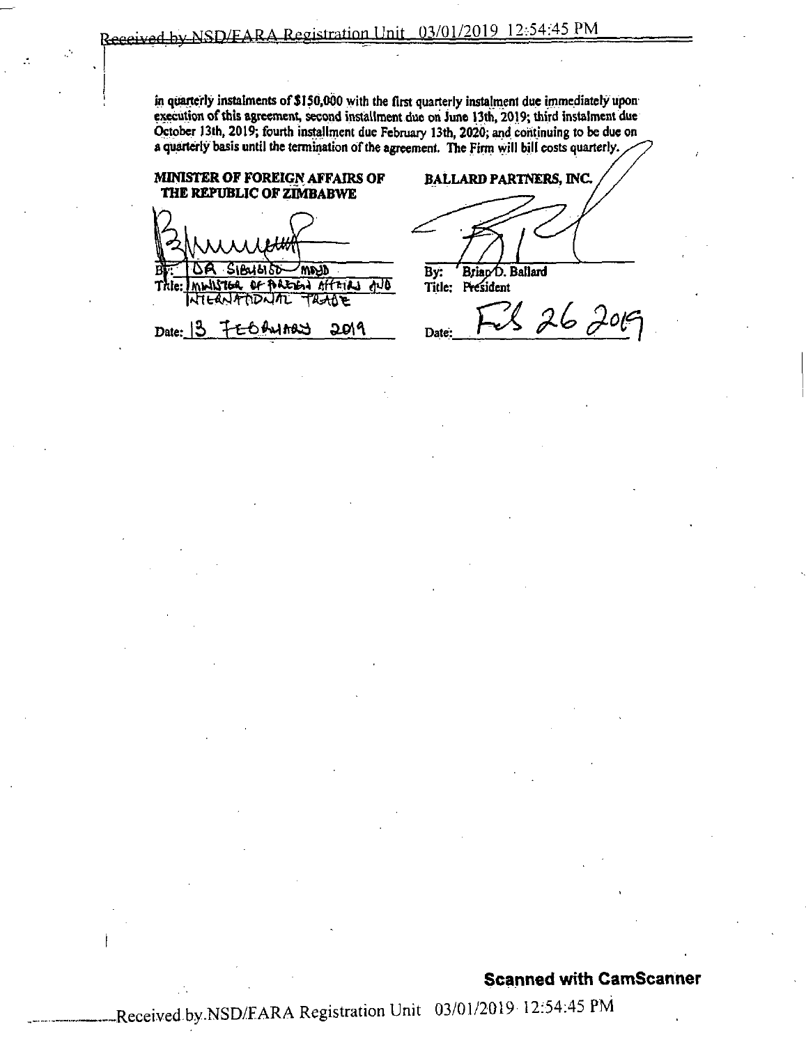in quarterly instalments of $150,000 with the first quarterly instalment due immediately upon execution of this agreement, second installment due on June 13th, 2019; third instalment due October 13th, 2019; fourth installment due February 13th, 2020; and continuing to be due on a quarterly basis until the termination of the agreement. The Firm will bill costs quarterly.

| | |
|---|---|
| **MINISTER OF FOREIGN AFFAIRS OF THE REPUBLIC OF ZIMBABWE** | **BALLARD PARTNERS, INC.** |
| By: DR SIBUSISO MOYO | By: Brian D. Ballard |
| Title: MINISTER OF FOREIGN AFFAIRS AND INTERNATIONAL TRADE | Title: President |
| Date: 13 FEBRUARY 2019 | Date: Feb 26 2019 |

**Scanned with CamScanner**